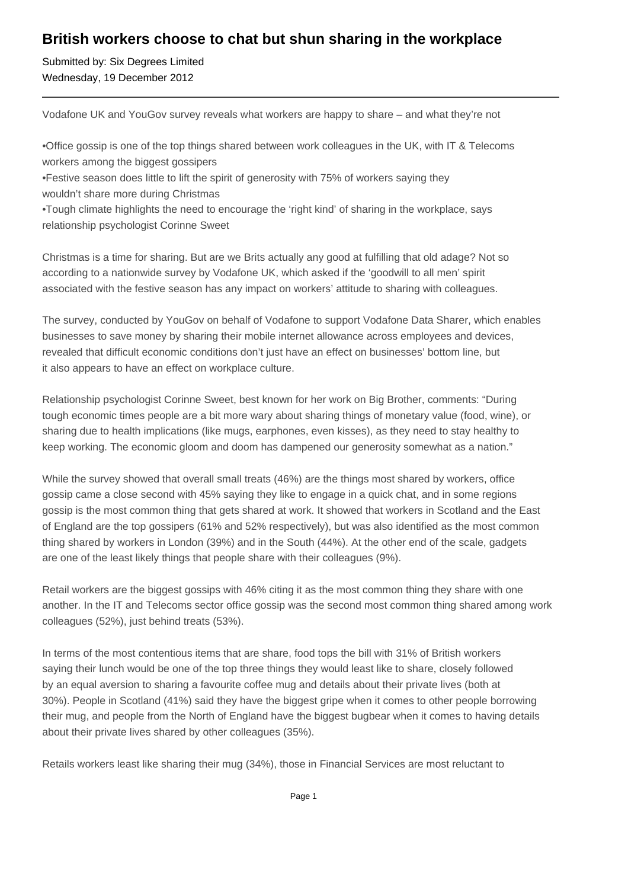# British workers choose to chat but shun sharing in the workplace

Submitted by: Six Degrees Limited
Wednesday, 19 December 2012

---

Vodafone UK and YouGov survey reveals what workers are happy to share – and what they're not

•Office gossip is one of the top things shared between work colleagues in the UK, with IT & Telecoms workers among the biggest gossipers
•Festive season does little to lift the spirit of generosity with 75% of workers saying they wouldn't share more during Christmas
•Tough climate highlights the need to encourage the 'right kind' of sharing in the workplace, says relationship psychologist Corinne Sweet

Christmas is a time for sharing. But are we Brits actually any good at fulfilling that old adage? Not so according to a nationwide survey by Vodafone UK, which asked if the 'goodwill to all men' spirit associated with the festive season has any impact on workers' attitude to sharing with colleagues.

The survey, conducted by YouGov on behalf of Vodafone to support Vodafone Data Sharer, which enables businesses to save money by sharing their mobile internet allowance across employees and devices, revealed that difficult economic conditions don't just have an effect on businesses' bottom line, but it also appears to have an effect on workplace culture.

Relationship psychologist Corinne Sweet, best known for her work on Big Brother, comments: "During tough economic times people are a bit more wary about sharing things of monetary value (food, wine), or sharing due to health implications (like mugs, earphones, even kisses), as they need to stay healthy to keep working. The economic gloom and doom has dampened our generosity somewhat as a nation."

While the survey showed that overall small treats (46%) are the things most shared by workers, office gossip came a close second with 45% saying they like to engage in a quick chat, and in some regions gossip is the most common thing that gets shared at work. It showed that workers in Scotland and the East of England are the top gossipers (61% and 52% respectively), but was also identified as the most common thing shared by workers in London (39%) and in the South (44%). At the other end of the scale, gadgets are one of the least likely things that people share with their colleagues (9%).

Retail workers are the biggest gossips with 46% citing it as the most common thing they share with one another. In the IT and Telecoms sector office gossip was the second most common thing shared among work colleagues (52%), just behind treats (53%).

In terms of the most contentious items that are share, food tops the bill with 31% of British workers saying their lunch would be one of the top three things they would least like to share, closely followed by an equal aversion to sharing a favourite coffee mug and details about their private lives (both at 30%). People in Scotland (41%) said they have the biggest gripe when it comes to other people borrowing their mug, and people from the North of England have the biggest bugbear when it comes to having details about their private lives shared by other colleagues (35%).

Retails workers least like sharing their mug (34%), those in Financial Services are most reluctant to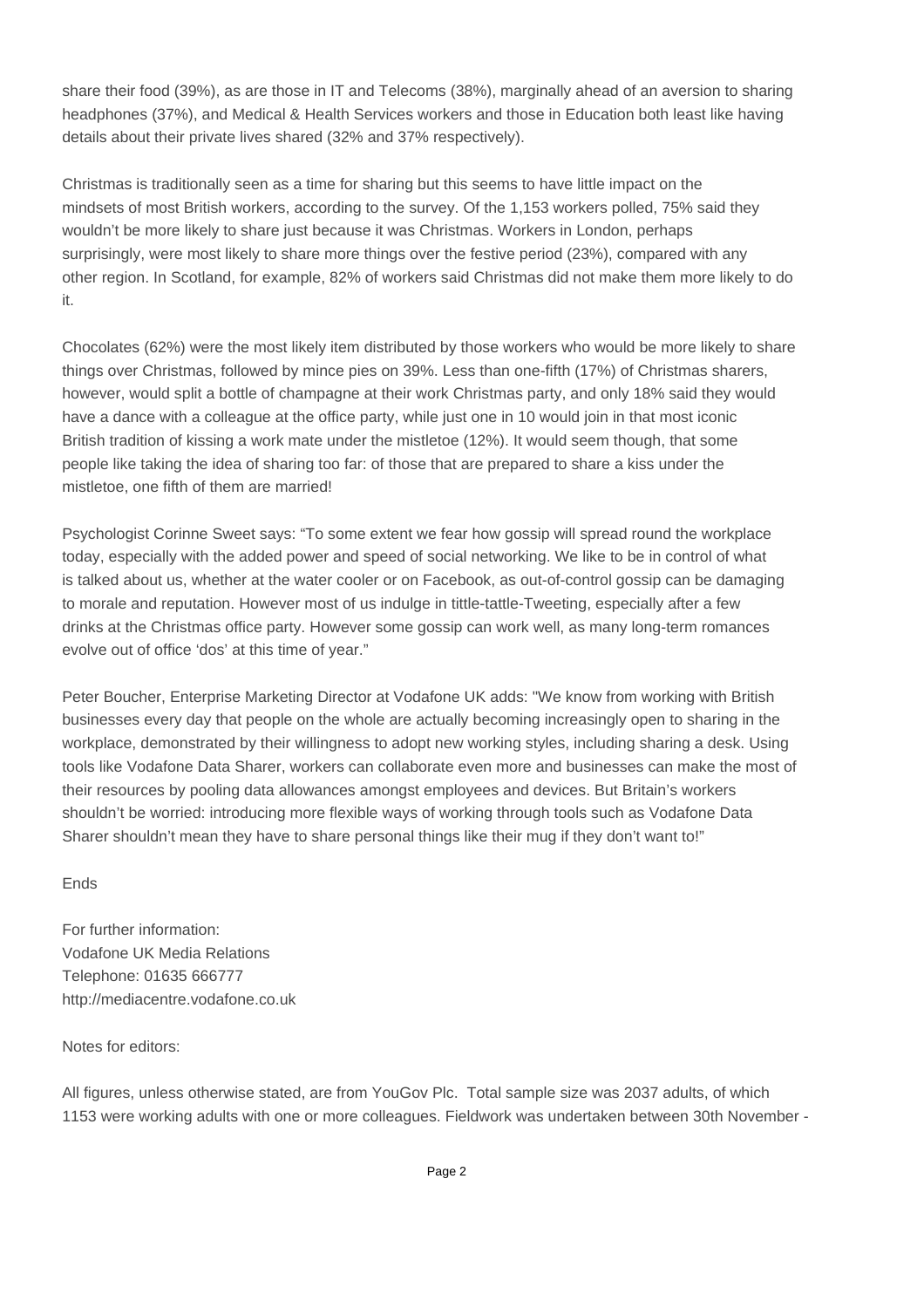share their food (39%), as are those in IT and Telecoms (38%), marginally ahead of an aversion to sharing headphones (37%), and Medical & Health Services workers and those in Education both least like having details about their private lives shared (32% and 37% respectively).

Christmas is traditionally seen as a time for sharing but this seems to have little impact on the mindsets of most British workers, according to the survey. Of the 1,153 workers polled, 75% said they wouldn't be more likely to share just because it was Christmas. Workers in London, perhaps surprisingly, were most likely to share more things over the festive period (23%), compared with any other region. In Scotland, for example, 82% of workers said Christmas did not make them more likely to do it.

Chocolates (62%) were the most likely item distributed by those workers who would be more likely to share things over Christmas, followed by mince pies on 39%. Less than one-fifth (17%) of Christmas sharers, however, would split a bottle of champagne at their work Christmas party, and only 18% said they would have a dance with a colleague at the office party, while just one in 10 would join in that most iconic British tradition of kissing a work mate under the mistletoe (12%). It would seem though, that some people like taking the idea of sharing too far: of those that are prepared to share a kiss under the mistletoe, one fifth of them are married!

Psychologist Corinne Sweet says: "To some extent we fear how gossip will spread round the workplace today, especially with the added power and speed of social networking. We like to be in control of what is talked about us, whether at the water cooler or on Facebook, as out-of-control gossip can be damaging to morale and reputation. However most of us indulge in tittle-tattle-Tweeting, especially after a few drinks at the Christmas office party. However some gossip can work well, as many long-term romances evolve out of office 'dos' at this time of year."

Peter Boucher, Enterprise Marketing Director at Vodafone UK adds: "We know from working with British businesses every day that people on the whole are actually becoming increasingly open to sharing in the workplace, demonstrated by their willingness to adopt new working styles, including sharing a desk. Using tools like Vodafone Data Sharer, workers can collaborate even more and businesses can make the most of their resources by pooling data allowances amongst employees and devices. But Britain's workers shouldn't be worried: introducing more flexible ways of working through tools such as Vodafone Data Sharer shouldn't mean they have to share personal things like their mug if they don't want to!"

Ends

For further information:
Vodafone UK Media Relations
Telephone: 01635 666777
http://mediacentre.vodafone.co.uk

Notes for editors:

All figures, unless otherwise stated, are from YouGov Plc. Total sample size was 2037 adults, of which 1153 were working adults with one or more colleagues. Fieldwork was undertaken between 30th November -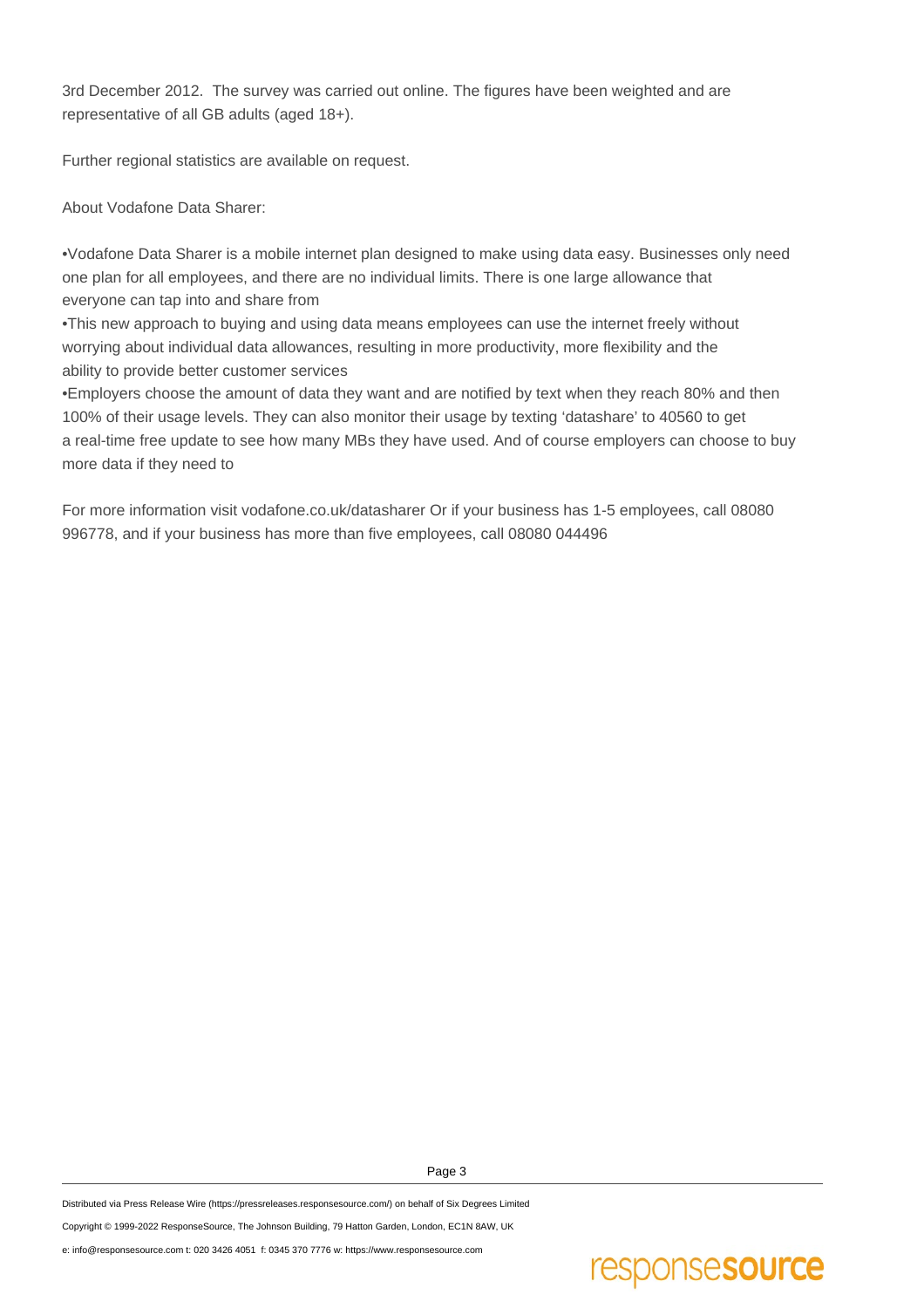3rd December 2012. The survey was carried out online. The figures have been weighted and are representative of all GB adults (aged 18+).

Further regional statistics are available on request.

About Vodafone Data Sharer:

•Vodafone Data Sharer is a mobile internet plan designed to make using data easy. Businesses only need one plan for all employees, and there are no individual limits. There is one large allowance that everyone can tap into and share from
•This new approach to buying and using data means employees can use the internet freely without worrying about individual data allowances, resulting in more productivity, more flexibility and the ability to provide better customer services
•Employers choose the amount of data they want and are notified by text when they reach 80% and then 100% of their usage levels. They can also monitor their usage by texting 'datashare' to 40560 to get a real-time free update to see how many MBs they have used. And of course employers can choose to buy more data if they need to

For more information visit vodafone.co.uk/datasharer Or if your business has 1-5 employees, call 08080 996778, and if your business has more than five employees, call 08080 044496